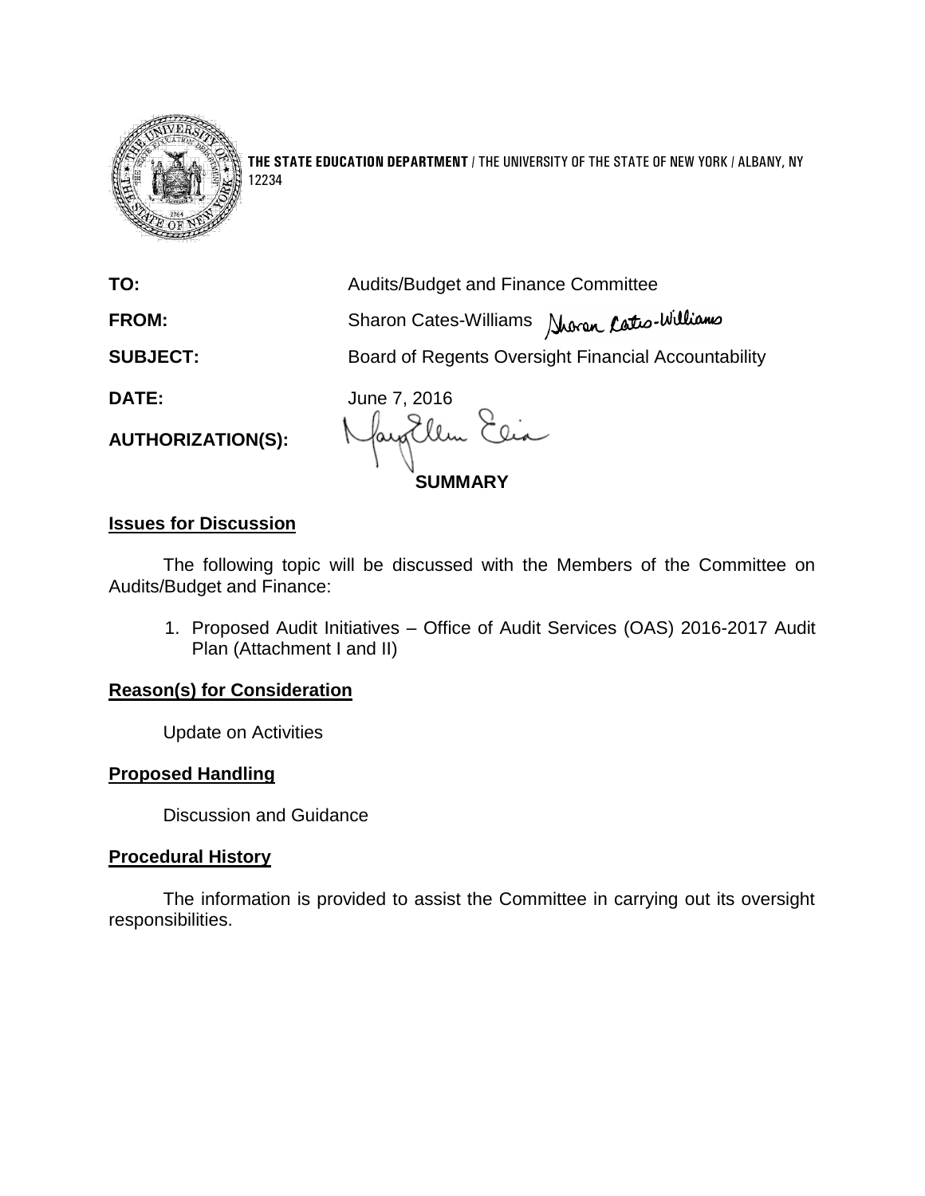**THE STATE EDUCATION DEPARTMENT** / THE UNIVERSITY OF THE STATE OF NEW YORK / ALBANY, NY 12234

| | |
|---|---|
| **TO:** | Audits/Budget and Finance Committee |
| **FROM:** | Sharon Cates-Williams |
| **SUBJECT:** | Board of Regents Oversight Financial Accountability |
| **DATE:** | June 7, 2016 |
| **AUTHORIZATION(S):** | |

**SUMMARY**

**Issues for Discussion**

The following topic will be discussed with the Members of the Committee on Audits/Budget and Finance:

1. Proposed Audit Initiatives – Office of Audit Services (OAS) 2016-2017 Audit Plan (Attachment I and II)

**Reason(s) for Consideration**

Update on Activities

**Proposed Handling**

Discussion and Guidance

**Procedural History**

The information is provided to assist the Committee in carrying out its oversight responsibilities.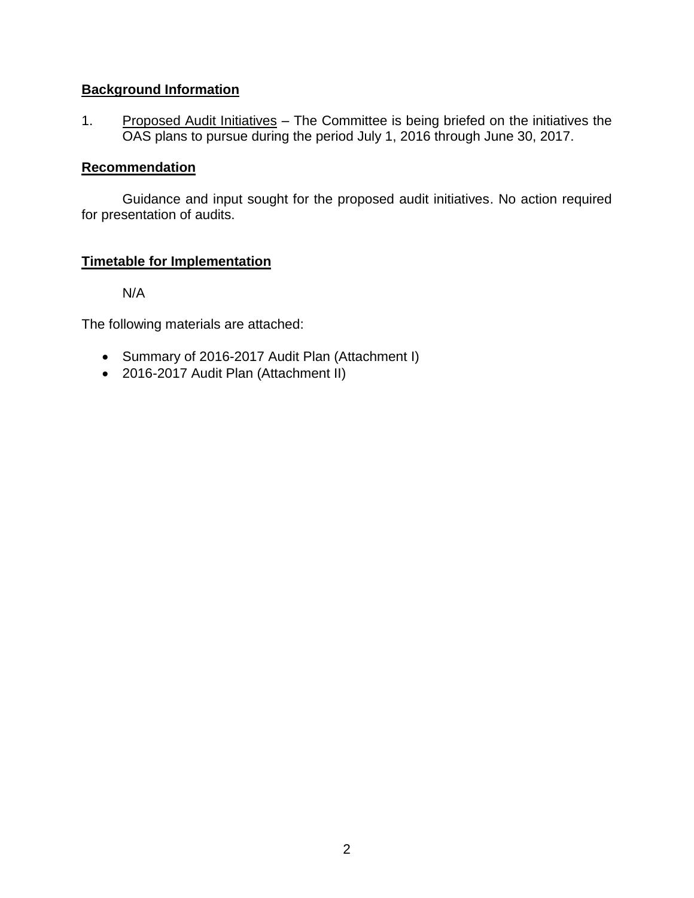**Background Information**

1. Proposed Audit Initiatives – The Committee is being briefed on the initiatives the OAS plans to pursue during the period July 1, 2016 through June 30, 2017.

**Recommendation**

Guidance and input sought for the proposed audit initiatives. No action required for presentation of audits.

**Timetable for Implementation**

N/A

The following materials are attached:

- Summary of 2016-2017 Audit Plan (Attachment I)
- 2016-2017 Audit Plan (Attachment II)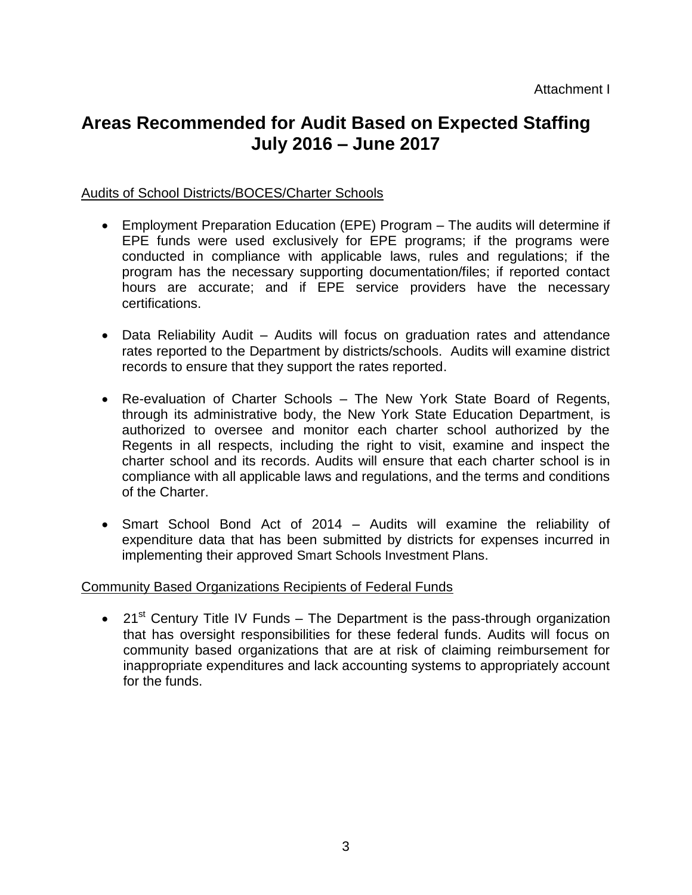Attachment I

# Areas Recommended for Audit Based on Expected Staffing July 2016 – June 2017

Audits of School Districts/BOCES/Charter Schools

- Employment Preparation Education (EPE) Program – The audits will determine if EPE funds were used exclusively for EPE programs; if the programs were conducted in compliance with applicable laws, rules and regulations; if the program has the necessary supporting documentation/files; if reported contact hours are accurate; and if EPE service providers have the necessary certifications.

- Data Reliability Audit – Audits will focus on graduation rates and attendance rates reported to the Department by districts/schools. Audits will examine district records to ensure that they support the rates reported.

- Re-evaluation of Charter Schools – The New York State Board of Regents, through its administrative body, the New York State Education Department, is authorized to oversee and monitor each charter school authorized by the Regents in all respects, including the right to visit, examine and inspect the charter school and its records. Audits will ensure that each charter school is in compliance with all applicable laws and regulations, and the terms and conditions of the Charter.

- Smart School Bond Act of 2014 – Audits will examine the reliability of expenditure data that has been submitted by districts for expenses incurred in implementing their approved Smart Schools Investment Plans.

Community Based Organizations Recipients of Federal Funds

- 21st Century Title IV Funds – The Department is the pass-through organization that has oversight responsibilities for these federal funds. Audits will focus on community based organizations that are at risk of claiming reimbursement for inappropriate expenditures and lack accounting systems to appropriately account for the funds.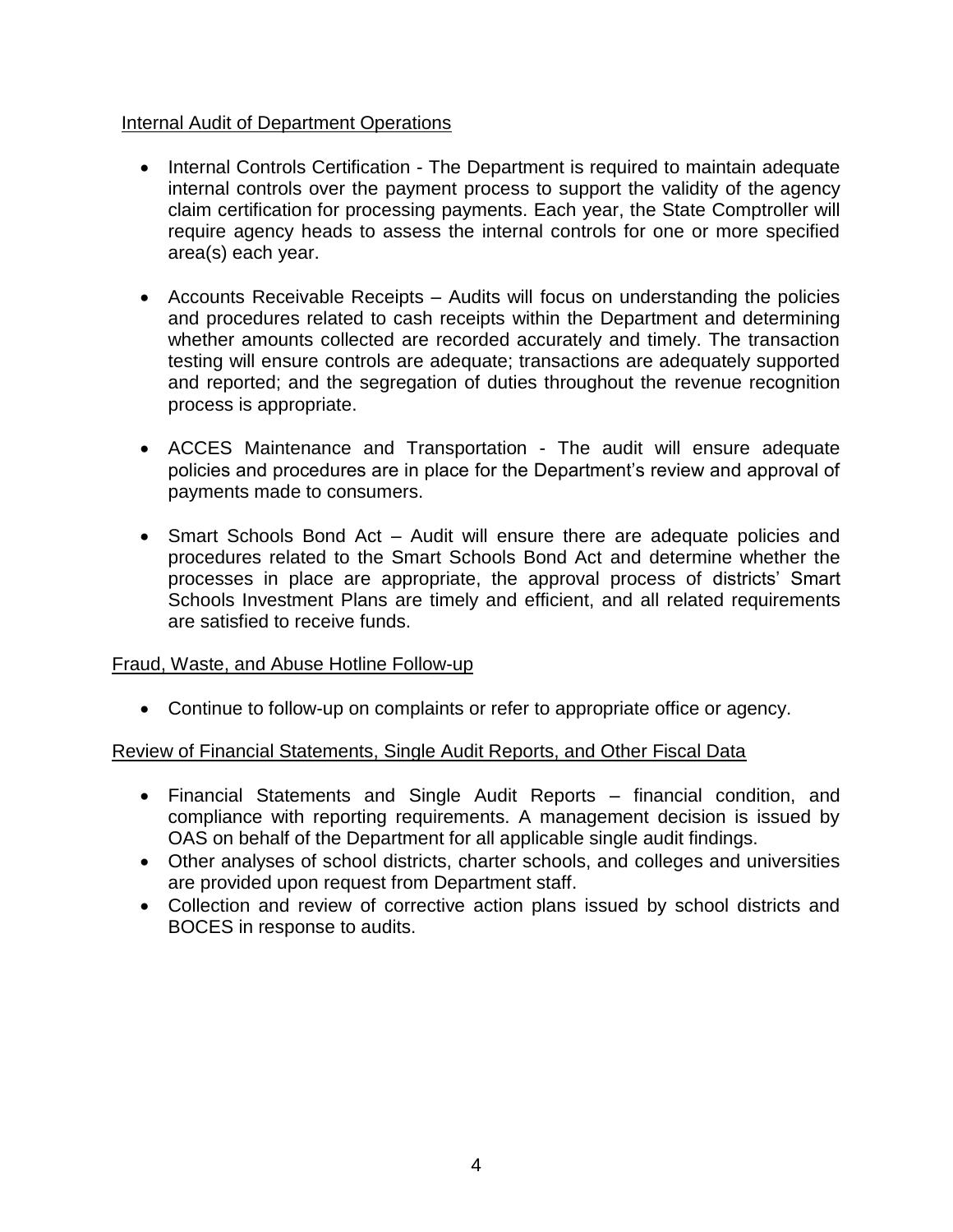Internal Audit of Department Operations

- Internal Controls Certification - The Department is required to maintain adequate internal controls over the payment process to support the validity of the agency claim certification for processing payments. Each year, the State Comptroller will require agency heads to assess the internal controls for one or more specified area(s) each year.

- Accounts Receivable Receipts – Audits will focus on understanding the policies and procedures related to cash receipts within the Department and determining whether amounts collected are recorded accurately and timely. The transaction testing will ensure controls are adequate; transactions are adequately supported and reported; and the segregation of duties throughout the revenue recognition process is appropriate.

- ACCES Maintenance and Transportation - The audit will ensure adequate policies and procedures are in place for the Department's review and approval of payments made to consumers.

- Smart Schools Bond Act – Audit will ensure there are adequate policies and procedures related to the Smart Schools Bond Act and determine whether the processes in place are appropriate, the approval process of districts' Smart Schools Investment Plans are timely and efficient, and all related requirements are satisfied to receive funds.

Fraud, Waste, and Abuse Hotline Follow-up

- Continue to follow-up on complaints or refer to appropriate office or agency.

Review of Financial Statements, Single Audit Reports, and Other Fiscal Data

- Financial Statements and Single Audit Reports – financial condition, and compliance with reporting requirements. A management decision is issued by OAS on behalf of the Department for all applicable single audit findings.
- Other analyses of school districts, charter schools, and colleges and universities are provided upon request from Department staff.
- Collection and review of corrective action plans issued by school districts and BOCES in response to audits.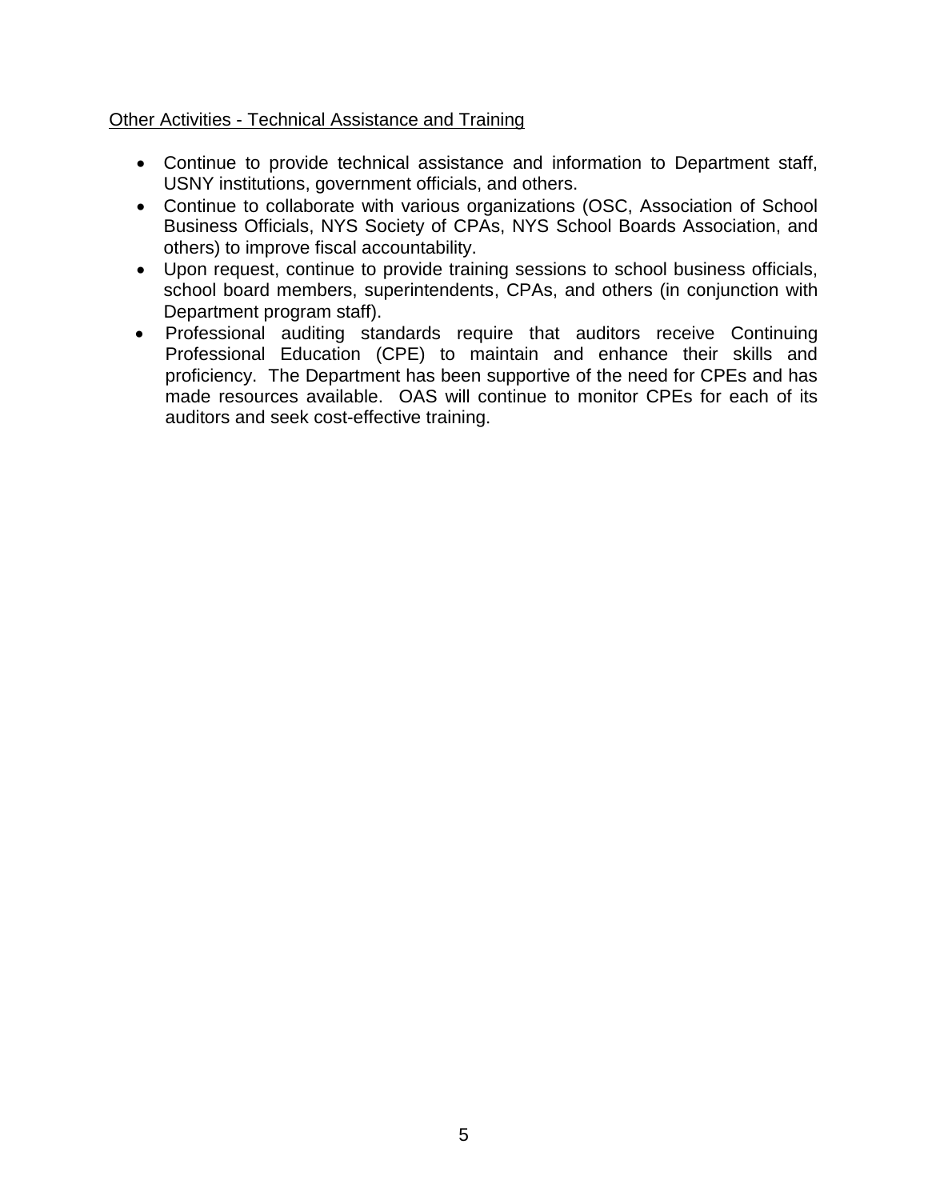Other Activities - Technical Assistance and Training

- Continue to provide technical assistance and information to Department staff, USNY institutions, government officials, and others.
- Continue to collaborate with various organizations (OSC, Association of School Business Officials, NYS Society of CPAs, NYS School Boards Association, and others) to improve fiscal accountability.
- Upon request, continue to provide training sessions to school business officials, school board members, superintendents, CPAs, and others (in conjunction with Department program staff).
- Professional auditing standards require that auditors receive Continuing Professional Education (CPE) to maintain and enhance their skills and proficiency. The Department has been supportive of the need for CPEs and has made resources available. OAS will continue to monitor CPEs for each of its auditors and seek cost-effective training.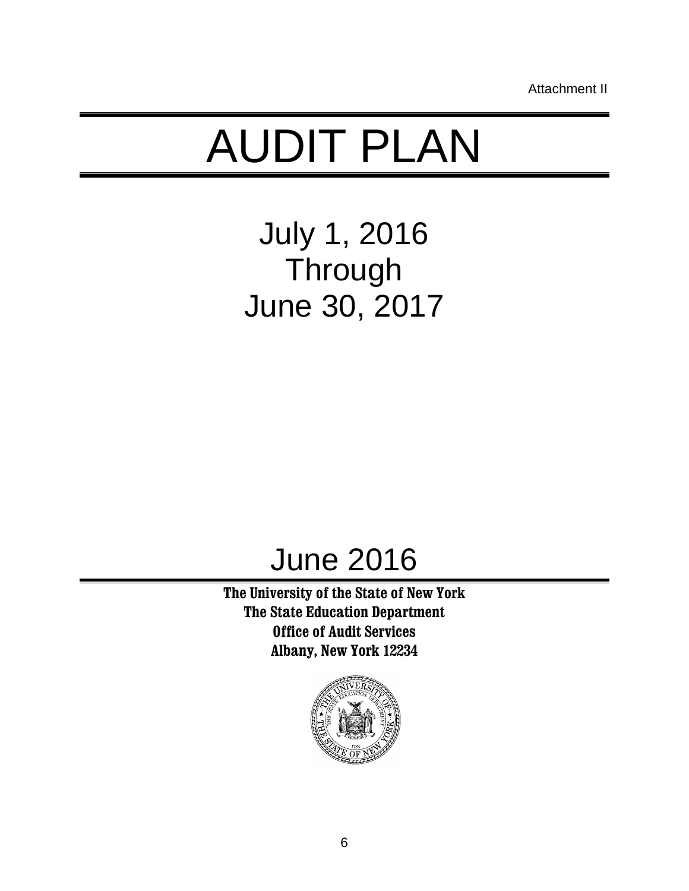Attachment II

# AUDIT PLAN

## July 1, 2016
## Through
## June 30, 2017

## June 2016

**The University of the State of New York**
**The State Education Department**
**Office of Audit Services**
**Albany, New York 12234**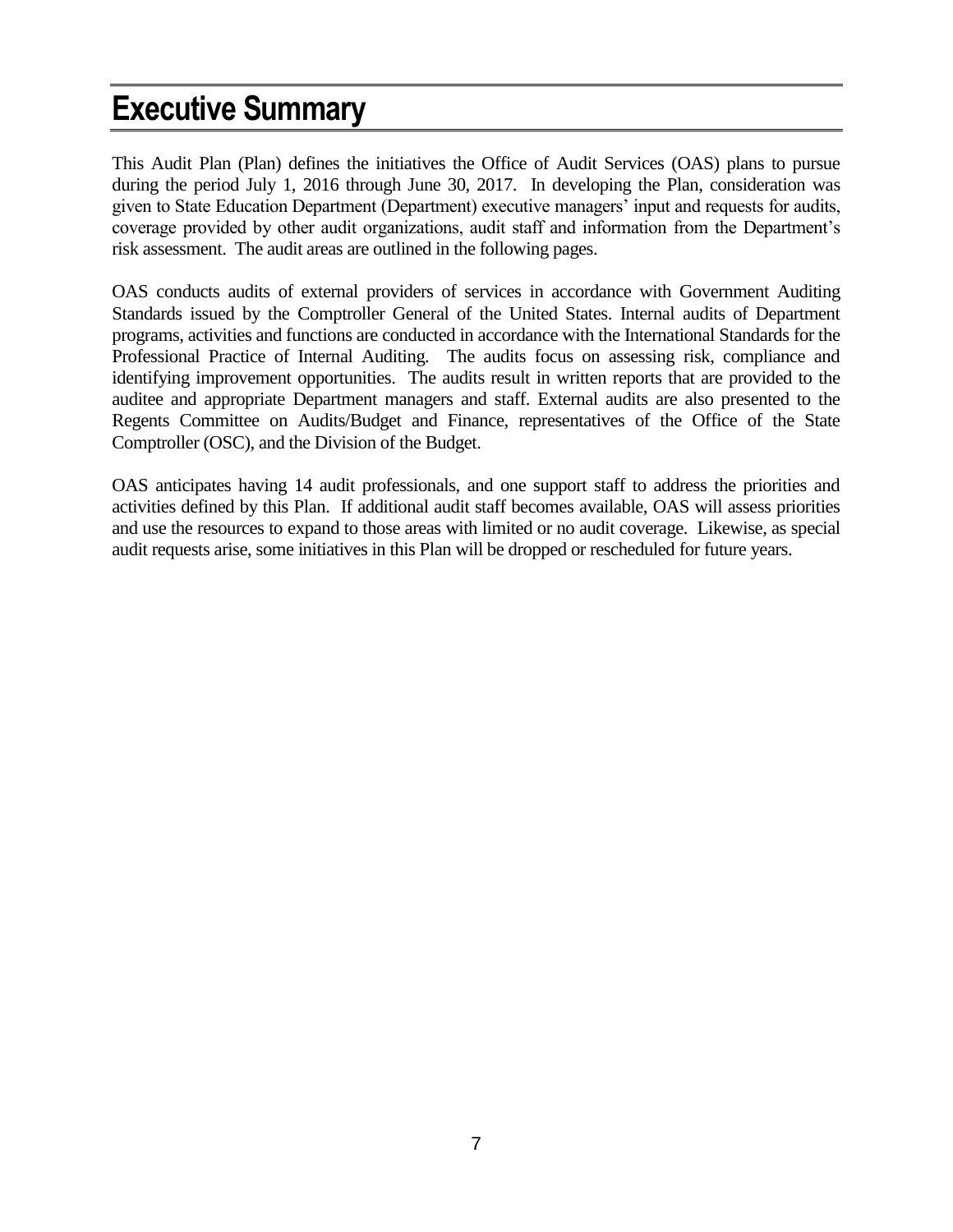# Executive Summary

This Audit Plan (Plan) defines the initiatives the Office of Audit Services (OAS) plans to pursue during the period July 1, 2016 through June 30, 2017. In developing the Plan, consideration was given to State Education Department (Department) executive managers' input and requests for audits, coverage provided by other audit organizations, audit staff and information from the Department's risk assessment. The audit areas are outlined in the following pages.

OAS conducts audits of external providers of services in accordance with Government Auditing Standards issued by the Comptroller General of the United States. Internal audits of Department programs, activities and functions are conducted in accordance with the International Standards for the Professional Practice of Internal Auditing. The audits focus on assessing risk, compliance and identifying improvement opportunities. The audits result in written reports that are provided to the auditee and appropriate Department managers and staff. External audits are also presented to the Regents Committee on Audits/Budget and Finance, representatives of the Office of the State Comptroller (OSC), and the Division of the Budget.

OAS anticipates having 14 audit professionals, and one support staff to address the priorities and activities defined by this Plan. If additional audit staff becomes available, OAS will assess priorities and use the resources to expand to those areas with limited or no audit coverage. Likewise, as special audit requests arise, some initiatives in this Plan will be dropped or rescheduled for future years.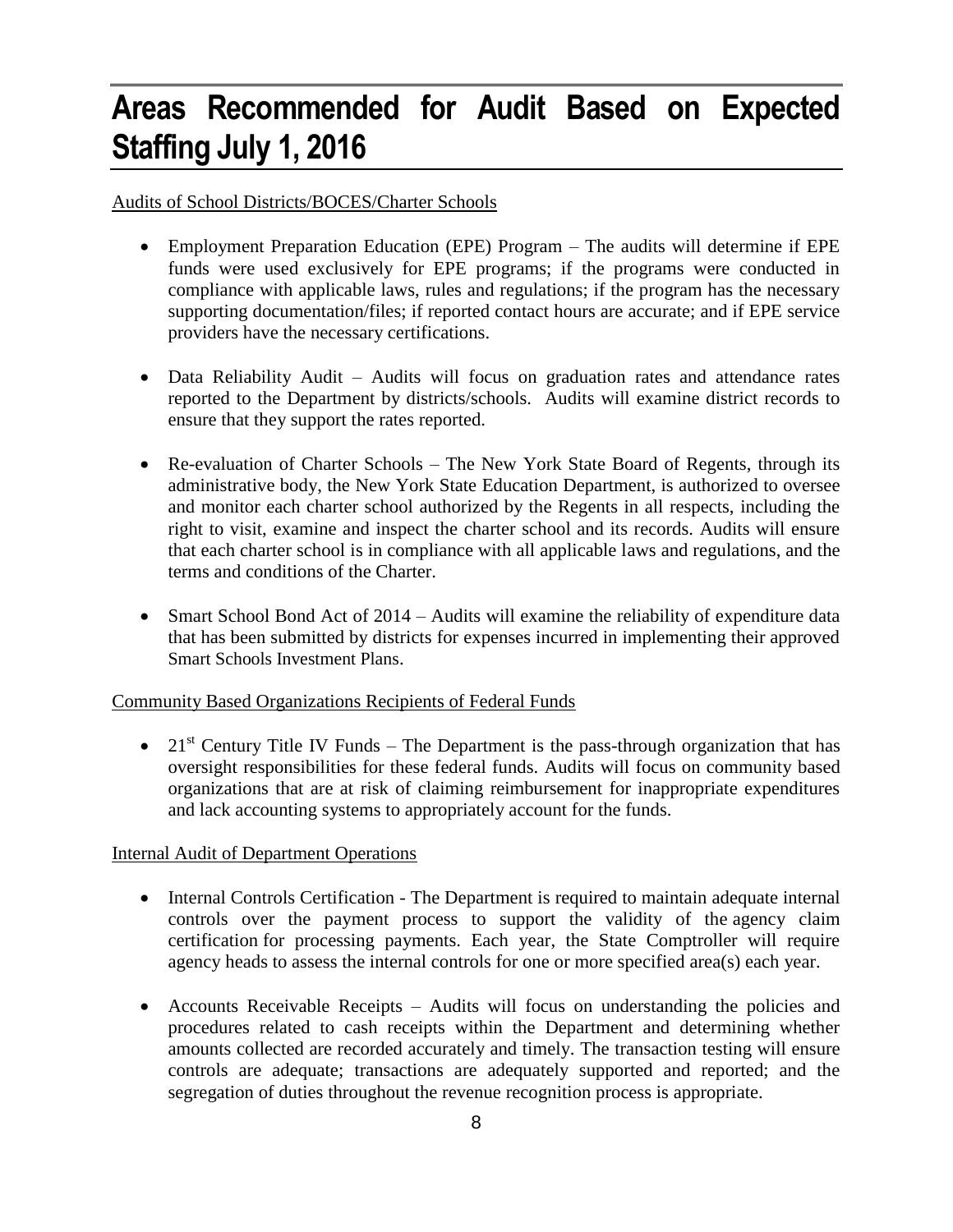# Areas Recommended for Audit Based on Expected Staffing July 1, 2016

Audits of School Districts/BOCES/Charter Schools

- Employment Preparation Education (EPE) Program – The audits will determine if EPE funds were used exclusively for EPE programs; if the programs were conducted in compliance with applicable laws, rules and regulations; if the program has the necessary supporting documentation/files; if reported contact hours are accurate; and if EPE service providers have the necessary certifications.

- Data Reliability Audit – Audits will focus on graduation rates and attendance rates reported to the Department by districts/schools. Audits will examine district records to ensure that they support the rates reported.

- Re-evaluation of Charter Schools – The New York State Board of Regents, through its administrative body, the New York State Education Department, is authorized to oversee and monitor each charter school authorized by the Regents in all respects, including the right to visit, examine and inspect the charter school and its records. Audits will ensure that each charter school is in compliance with all applicable laws and regulations, and the terms and conditions of the Charter.

- Smart School Bond Act of 2014 – Audits will examine the reliability of expenditure data that has been submitted by districts for expenses incurred in implementing their approved Smart Schools Investment Plans.

Community Based Organizations Recipients of Federal Funds

- 21st Century Title IV Funds – The Department is the pass-through organization that has oversight responsibilities for these federal funds. Audits will focus on community based organizations that are at risk of claiming reimbursement for inappropriate expenditures and lack accounting systems to appropriately account for the funds.

Internal Audit of Department Operations

- Internal Controls Certification - The Department is required to maintain adequate internal controls over the payment process to support the validity of the agency claim certification for processing payments. Each year, the State Comptroller will require agency heads to assess the internal controls for one or more specified area(s) each year.

- Accounts Receivable Receipts – Audits will focus on understanding the policies and procedures related to cash receipts within the Department and determining whether amounts collected are recorded accurately and timely. The transaction testing will ensure controls are adequate; transactions are adequately supported and reported; and the segregation of duties throughout the revenue recognition process is appropriate.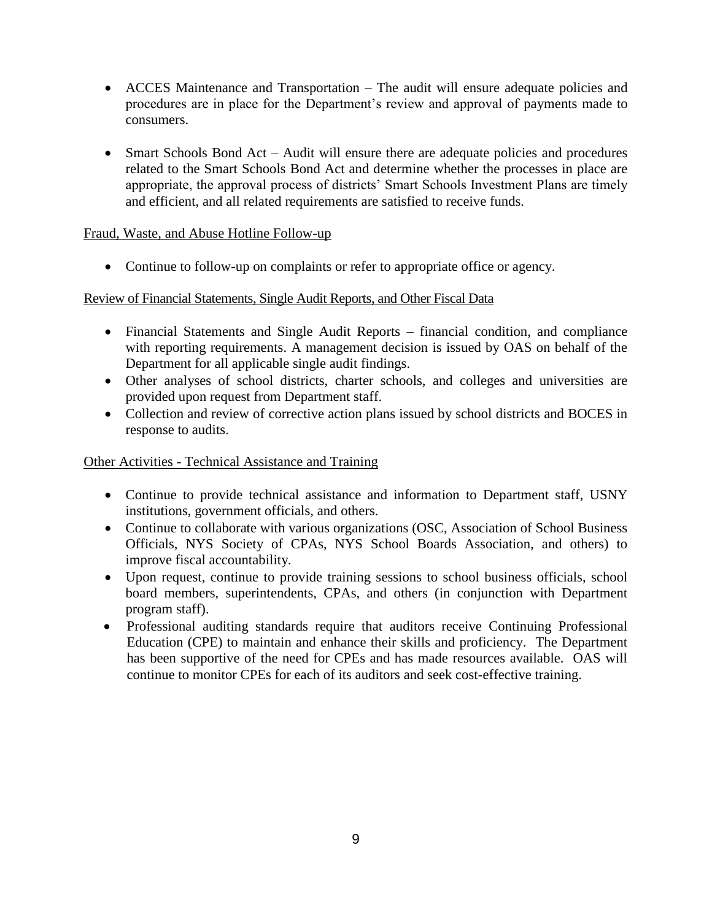- ACCES Maintenance and Transportation – The audit will ensure adequate policies and procedures are in place for the Department's review and approval of payments made to consumers.

- Smart Schools Bond Act – Audit will ensure there are adequate policies and procedures related to the Smart Schools Bond Act and determine whether the processes in place are appropriate, the approval process of districts' Smart Schools Investment Plans are timely and efficient, and all related requirements are satisfied to receive funds.

<u>Fraud, Waste, and Abuse Hotline Follow-up</u>

- Continue to follow-up on complaints or refer to appropriate office or agency.

<u>Review of Financial Statements, Single Audit Reports, and Other Fiscal Data</u>

- Financial Statements and Single Audit Reports – financial condition, and compliance with reporting requirements. A management decision is issued by OAS on behalf of the Department for all applicable single audit findings.
- Other analyses of school districts, charter schools, and colleges and universities are provided upon request from Department staff.
- Collection and review of corrective action plans issued by school districts and BOCES in response to audits.

<u>Other Activities - Technical Assistance and Training</u>

- Continue to provide technical assistance and information to Department staff, USNY institutions, government officials, and others.
- Continue to collaborate with various organizations (OSC, Association of School Business Officials, NYS Society of CPAs, NYS School Boards Association, and others) to improve fiscal accountability.
- Upon request, continue to provide training sessions to school business officials, school board members, superintendents, CPAs, and others (in conjunction with Department program staff).
- Professional auditing standards require that auditors receive Continuing Professional Education (CPE) to maintain and enhance their skills and proficiency. The Department has been supportive of the need for CPEs and has made resources available. OAS will continue to monitor CPEs for each of its auditors and seek cost-effective training.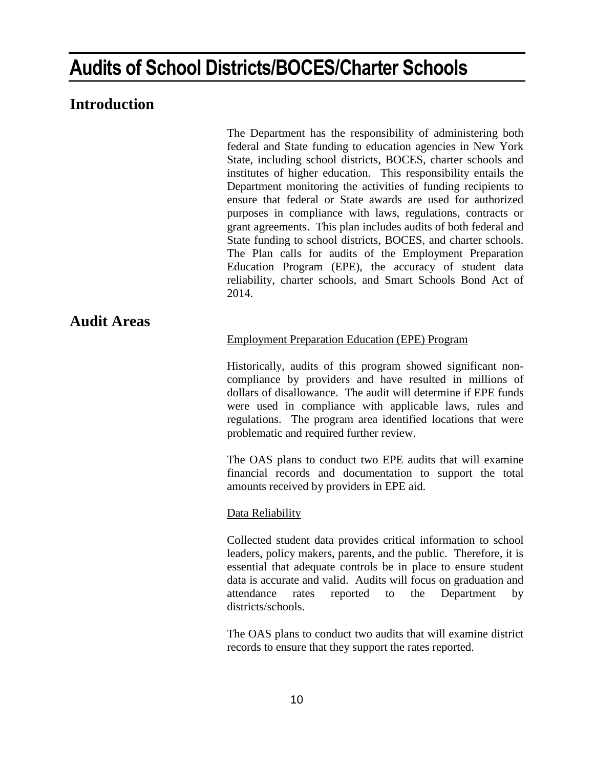# Audits of School Districts/BOCES/Charter Schools

## Introduction

The Department has the responsibility of administering both federal and State funding to education agencies in New York State, including school districts, BOCES, charter schools and institutes of higher education. This responsibility entails the Department monitoring the activities of funding recipients to ensure that federal or State awards are used for authorized purposes in compliance with laws, regulations, contracts or grant agreements. This plan includes audits of both federal and State funding to school districts, BOCES, and charter schools. The Plan calls for audits of the Employment Preparation Education Program (EPE), the accuracy of student data reliability, charter schools, and Smart Schools Bond Act of 2014.

## Audit Areas

Employment Preparation Education (EPE) Program

Historically, audits of this program showed significant non-compliance by providers and have resulted in millions of dollars of disallowance. The audit will determine if EPE funds were used in compliance with applicable laws, rules and regulations. The program area identified locations that were problematic and required further review.

The OAS plans to conduct two EPE audits that will examine financial records and documentation to support the total amounts received by providers in EPE aid.

Data Reliability

Collected student data provides critical information to school leaders, policy makers, parents, and the public. Therefore, it is essential that adequate controls be in place to ensure student data is accurate and valid. Audits will focus on graduation and attendance rates reported to the Department by districts/schools.

The OAS plans to conduct two audits that will examine district records to ensure that they support the rates reported.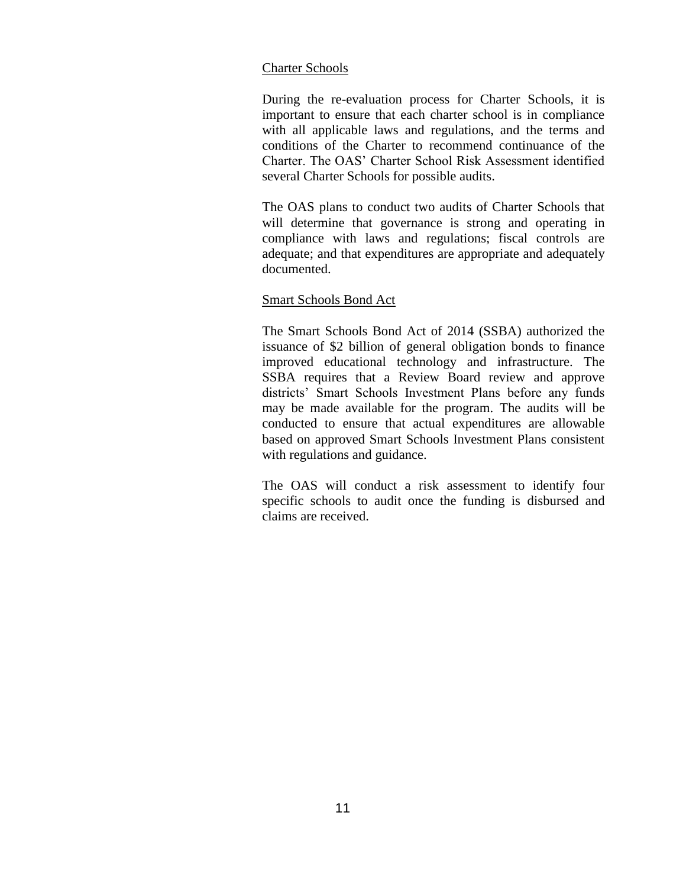Charter Schools

During the re-evaluation process for Charter Schools, it is important to ensure that each charter school is in compliance with all applicable laws and regulations, and the terms and conditions of the Charter to recommend continuance of the Charter. The OAS' Charter School Risk Assessment identified several Charter Schools for possible audits.

The OAS plans to conduct two audits of Charter Schools that will determine that governance is strong and operating in compliance with laws and regulations; fiscal controls are adequate; and that expenditures are appropriate and adequately documented.

Smart Schools Bond Act

The Smart Schools Bond Act of 2014 (SSBA) authorized the issuance of $2 billion of general obligation bonds to finance improved educational technology and infrastructure. The SSBA requires that a Review Board review and approve districts' Smart Schools Investment Plans before any funds may be made available for the program. The audits will be conducted to ensure that actual expenditures are allowable based on approved Smart Schools Investment Plans consistent with regulations and guidance.

The OAS will conduct a risk assessment to identify four specific schools to audit once the funding is disbursed and claims are received.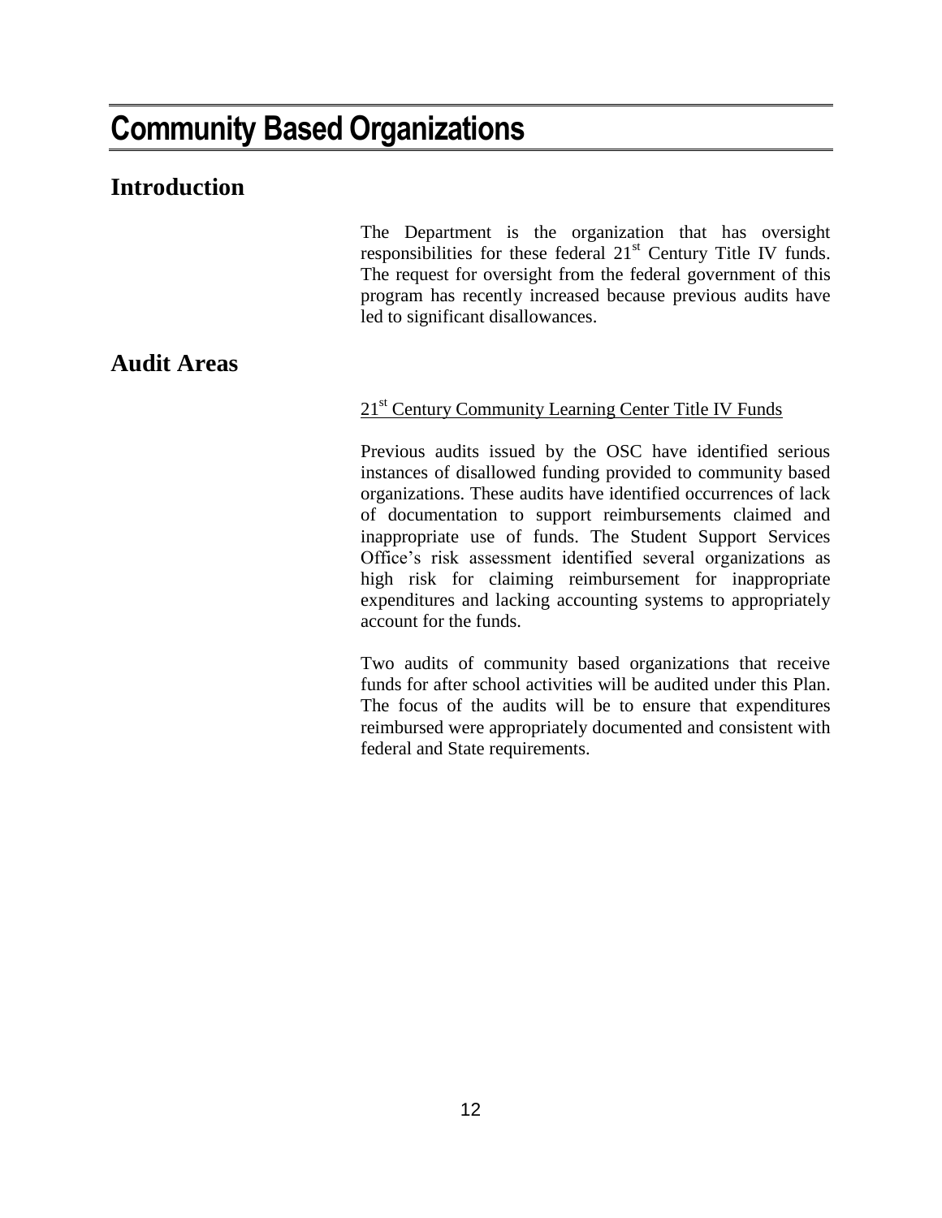# Community Based Organizations

## Introduction

The Department is the organization that has oversight responsibilities for these federal $21^{st}$ Century Title IV funds. The request for oversight from the federal government of this program has recently increased because previous audits have led to significant disallowances.

## Audit Areas

$21^{st}$ Century Community Learning Center Title IV Funds

Previous audits issued by the OSC have identified serious instances of disallowed funding provided to community based organizations. These audits have identified occurrences of lack of documentation to support reimbursements claimed and inappropriate use of funds. The Student Support Services Office's risk assessment identified several organizations as high risk for claiming reimbursement for inappropriate expenditures and lacking accounting systems to appropriately account for the funds.

Two audits of community based organizations that receive funds for after school activities will be audited under this Plan. The focus of the audits will be to ensure that expenditures reimbursed were appropriately documented and consistent with federal and State requirements.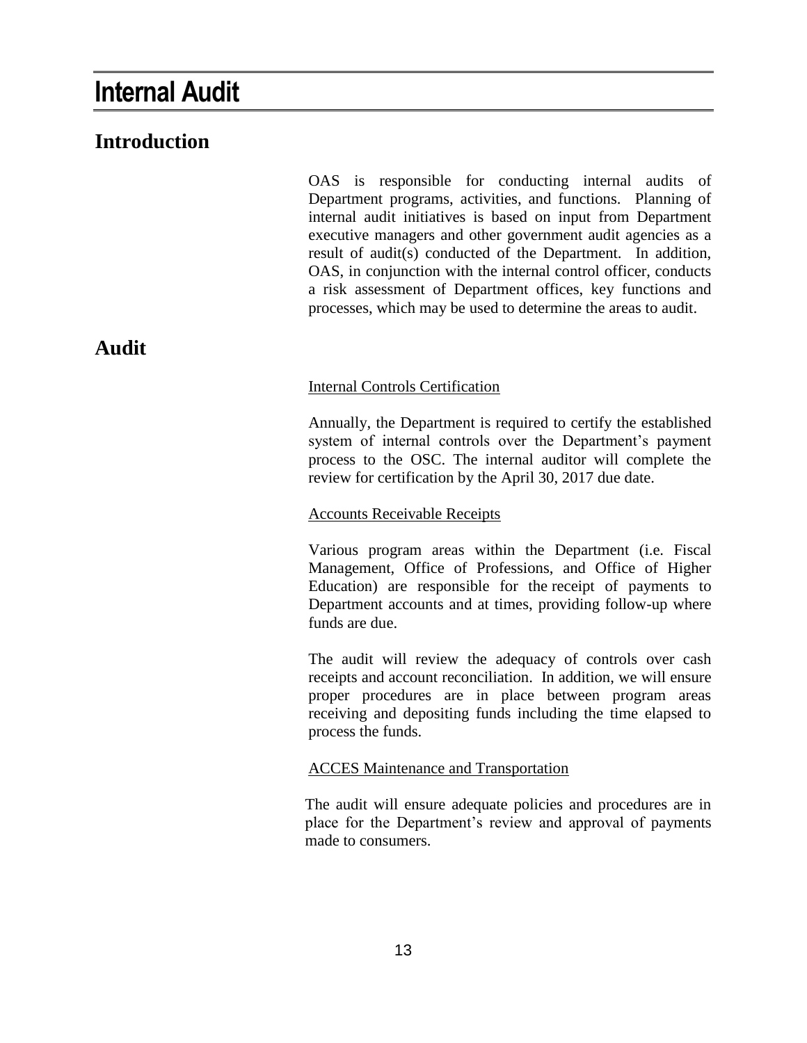# Internal Audit

## Introduction

OAS is responsible for conducting internal audits of Department programs, activities, and functions. Planning of internal audit initiatives is based on input from Department executive managers and other government audit agencies as a result of audit(s) conducted of the Department. In addition, OAS, in conjunction with the internal control officer, conducts a risk assessment of Department offices, key functions and processes, which may be used to determine the areas to audit.

## Audit

Internal Controls Certification

Annually, the Department is required to certify the established system of internal controls over the Department's payment process to the OSC. The internal auditor will complete the review for certification by the April 30, 2017 due date.

Accounts Receivable Receipts

Various program areas within the Department (i.e. Fiscal Management, Office of Professions, and Office of Higher Education) are responsible for the receipt of payments to Department accounts and at times, providing follow-up where funds are due.

The audit will review the adequacy of controls over cash receipts and account reconciliation. In addition, we will ensure proper procedures are in place between program areas receiving and depositing funds including the time elapsed to process the funds.

ACCES Maintenance and Transportation

The audit will ensure adequate policies and procedures are in place for the Department's review and approval of payments made to consumers.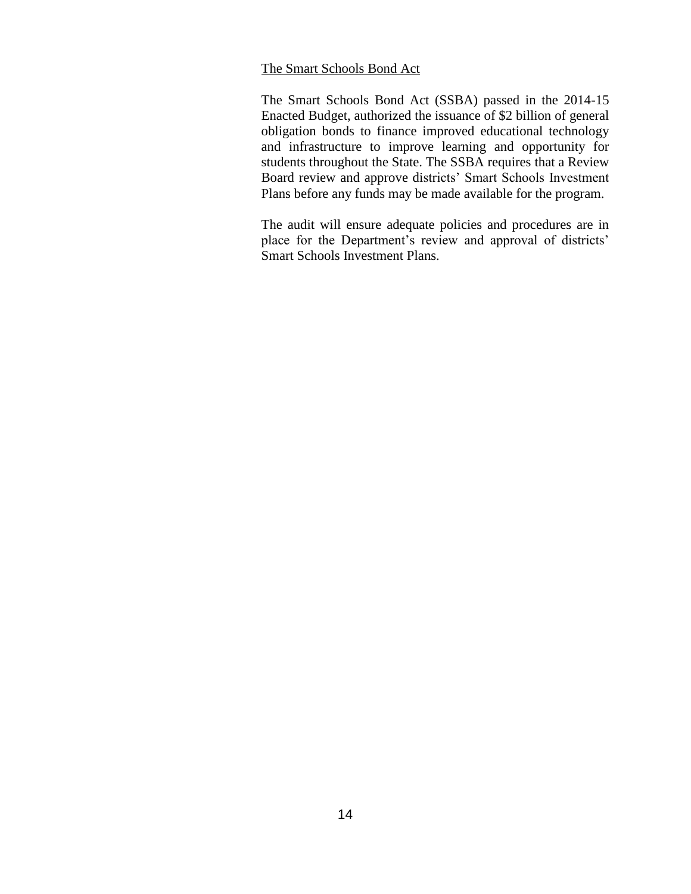The Smart Schools Bond Act

The Smart Schools Bond Act (SSBA) passed in the 2014-15 Enacted Budget, authorized the issuance of $2 billion of general obligation bonds to finance improved educational technology and infrastructure to improve learning and opportunity for students throughout the State. The SSBA requires that a Review Board review and approve districts' Smart Schools Investment Plans before any funds may be made available for the program.

The audit will ensure adequate policies and procedures are in place for the Department's review and approval of districts' Smart Schools Investment Plans.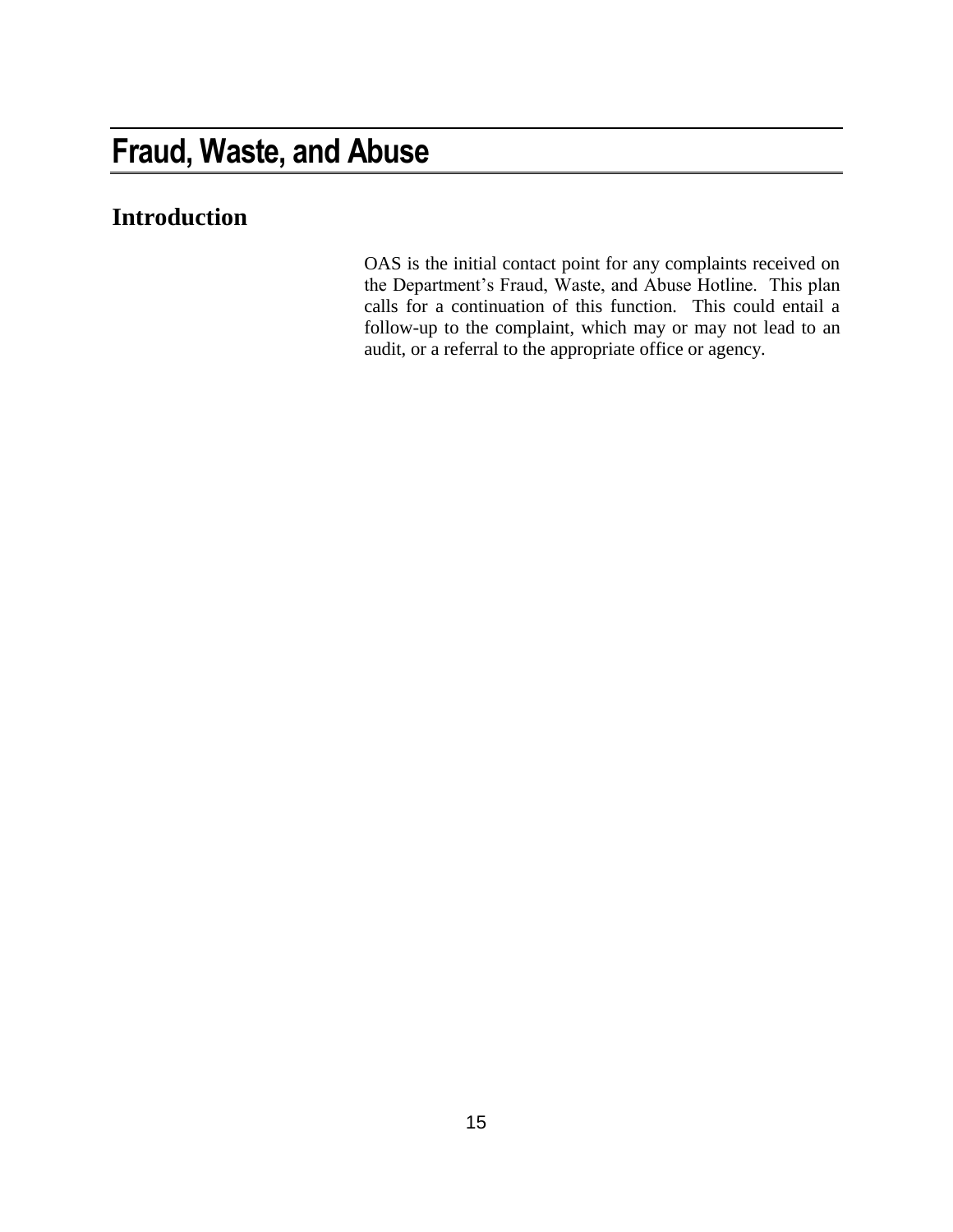# Fraud, Waste, and Abuse

## Introduction

OAS is the initial contact point for any complaints received on the Department's Fraud, Waste, and Abuse Hotline. This plan calls for a continuation of this function. This could entail a follow-up to the complaint, which may or may not lead to an audit, or a referral to the appropriate office or agency.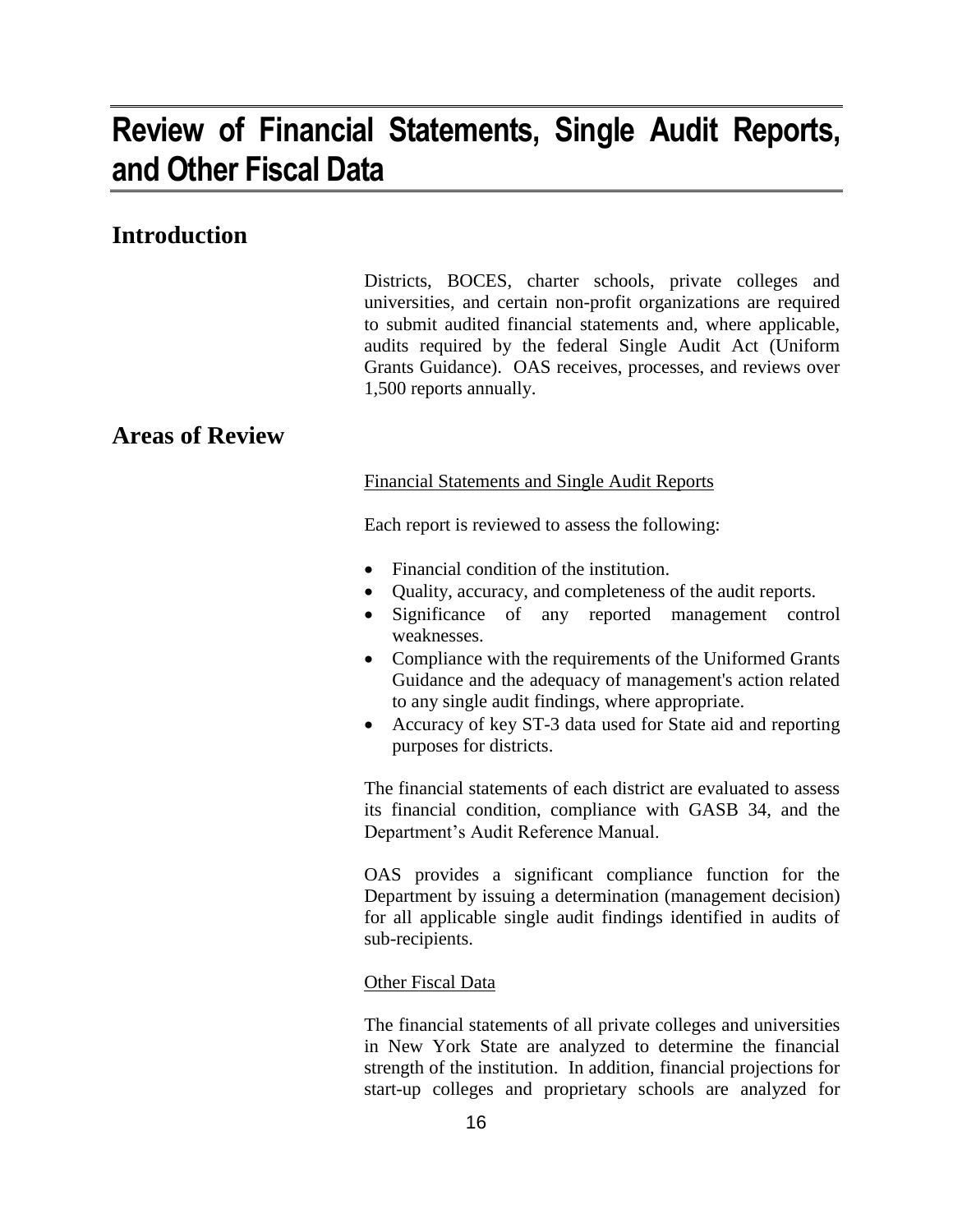# Review of Financial Statements, Single Audit Reports, and Other Fiscal Data

## Introduction

Districts, BOCES, charter schools, private colleges and universities, and certain non-profit organizations are required to submit audited financial statements and, where applicable, audits required by the federal Single Audit Act (Uniform Grants Guidance). OAS receives, processes, and reviews over 1,500 reports annually.

## Areas of Review

<u>Financial Statements and Single Audit Reports</u>

Each report is reviewed to assess the following:

- Financial condition of the institution.
- Quality, accuracy, and completeness of the audit reports.
- Significance of any reported management control weaknesses.
- Compliance with the requirements of the Uniformed Grants Guidance and the adequacy of management's action related to any single audit findings, where appropriate.
- Accuracy of key ST-3 data used for State aid and reporting purposes for districts.

The financial statements of each district are evaluated to assess its financial condition, compliance with GASB 34, and the Department's Audit Reference Manual.

OAS provides a significant compliance function for the Department by issuing a determination (management decision) for all applicable single audit findings identified in audits of sub-recipients.

<u>Other Fiscal Data</u>

The financial statements of all private colleges and universities in New York State are analyzed to determine the financial strength of the institution. In addition, financial projections for start-up colleges and proprietary schools are analyzed for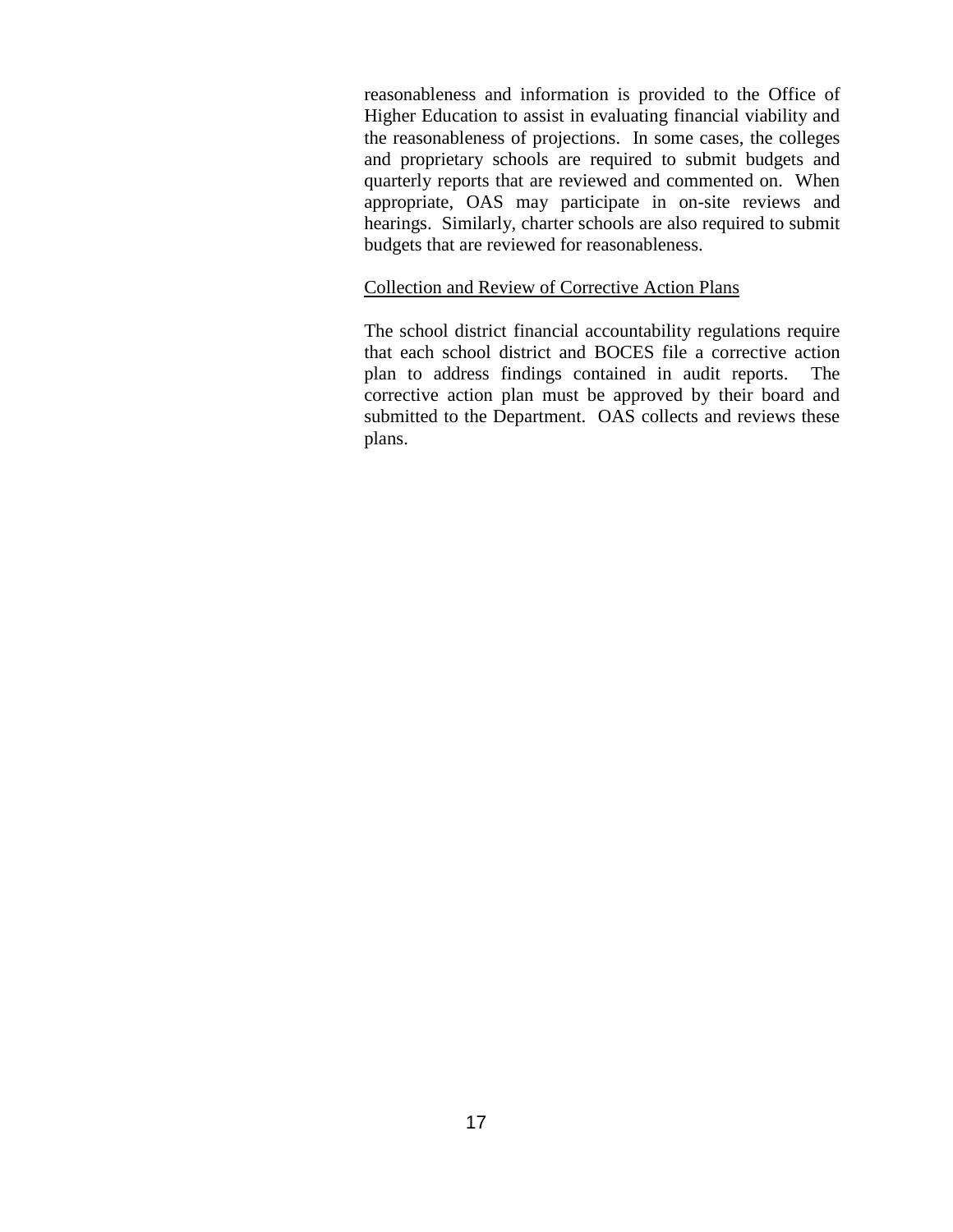reasonableness and information is provided to the Office of Higher Education to assist in evaluating financial viability and the reasonableness of projections. In some cases, the colleges and proprietary schools are required to submit budgets and quarterly reports that are reviewed and commented on. When appropriate, OAS may participate in on-site reviews and hearings. Similarly, charter schools are also required to submit budgets that are reviewed for reasonableness.

<u>Collection and Review of Corrective Action Plans</u>

The school district financial accountability regulations require that each school district and BOCES file a corrective action plan to address findings contained in audit reports. The corrective action plan must be approved by their board and submitted to the Department. OAS collects and reviews these plans.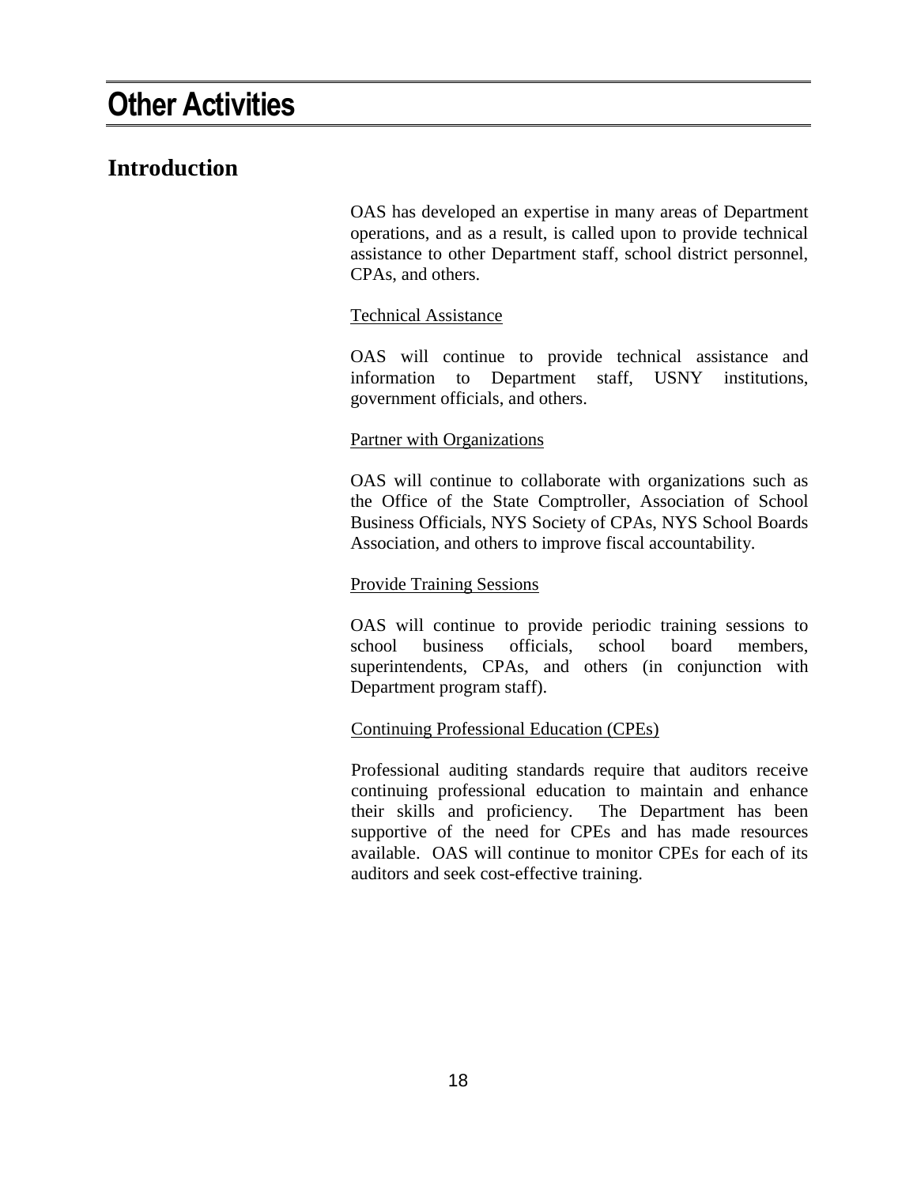# Other Activities

## Introduction

OAS has developed an expertise in many areas of Department operations, and as a result, is called upon to provide technical assistance to other Department staff, school district personnel, CPAs, and others.

Technical Assistance

OAS will continue to provide technical assistance and information to Department staff, USNY institutions, government officials, and others.

Partner with Organizations

OAS will continue to collaborate with organizations such as the Office of the State Comptroller, Association of School Business Officials, NYS Society of CPAs, NYS School Boards Association, and others to improve fiscal accountability.

Provide Training Sessions

OAS will continue to provide periodic training sessions to school business officials, school board members, superintendents, CPAs, and others (in conjunction with Department program staff).

Continuing Professional Education (CPEs)

Professional auditing standards require that auditors receive continuing professional education to maintain and enhance their skills and proficiency. The Department has been supportive of the need for CPEs and has made resources available. OAS will continue to monitor CPEs for each of its auditors and seek cost-effective training.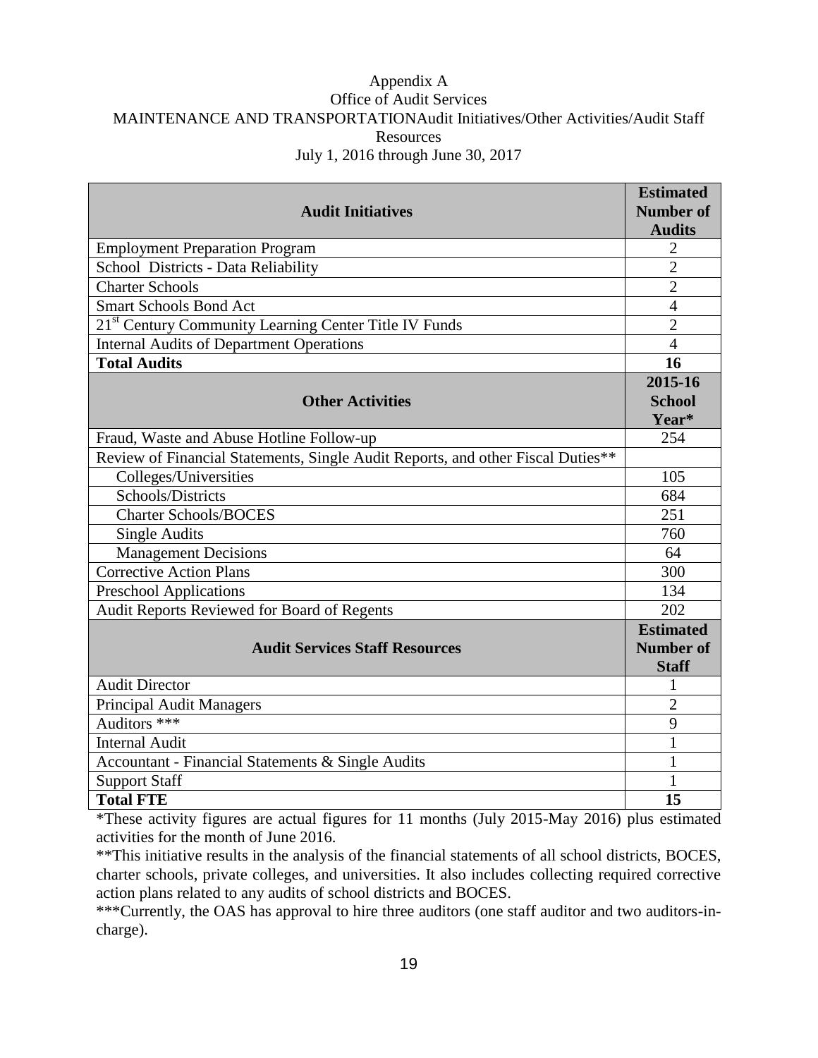Appendix A

Office of Audit Services

MAINTENANCE AND TRANSPORTATIONAudit Initiatives/Other Activities/Audit Staff Resources

July 1, 2016 through June 30, 2017

| **Audit Initiatives** | **Estimated Number of Audits** |
|---|---|
| Employment Preparation Program | 2 |
| School Districts - Data Reliability | 2 |
| Charter Schools | 2 |
| Smart Schools Bond Act | 4 |
| 21st Century Community Learning Center Title IV Funds | 2 |
| Internal Audits of Department Operations | 4 |
| **Total Audits** | **16** |
| **Other Activities** | **2015-16 School Year*** |
| Fraud, Waste and Abuse Hotline Follow-up | 254 |
| Review of Financial Statements, Single Audit Reports, and other Fiscal Duties** | |
| Colleges/Universities | 105 |
| Schools/Districts | 684 |
| Charter Schools/BOCES | 251 |
| Single Audits | 760 |
| Management Decisions | 64 |
| Corrective Action Plans | 300 |
| Preschool Applications | 134 |
| Audit Reports Reviewed for Board of Regents | 202 |
| **Audit Services Staff Resources** | **Estimated Number of Staff** |
| Audit Director | 1 |
| Principal Audit Managers | 2 |
| Auditors *** | 9 |
| Internal Audit | 1 |
| Accountant - Financial Statements & Single Audits | 1 |
| Support Staff | 1 |
| **Total FTE** | **15** |

*These activity figures are actual figures for 11 months (July 2015-May 2016) plus estimated activities for the month of June 2016.

**This initiative results in the analysis of the financial statements of all school districts, BOCES, charter schools, private colleges, and universities. It also includes collecting required corrective action plans related to any audits of school districts and BOCES.

***Currently, the OAS has approval to hire three auditors (one staff auditor and two auditors-in-charge).